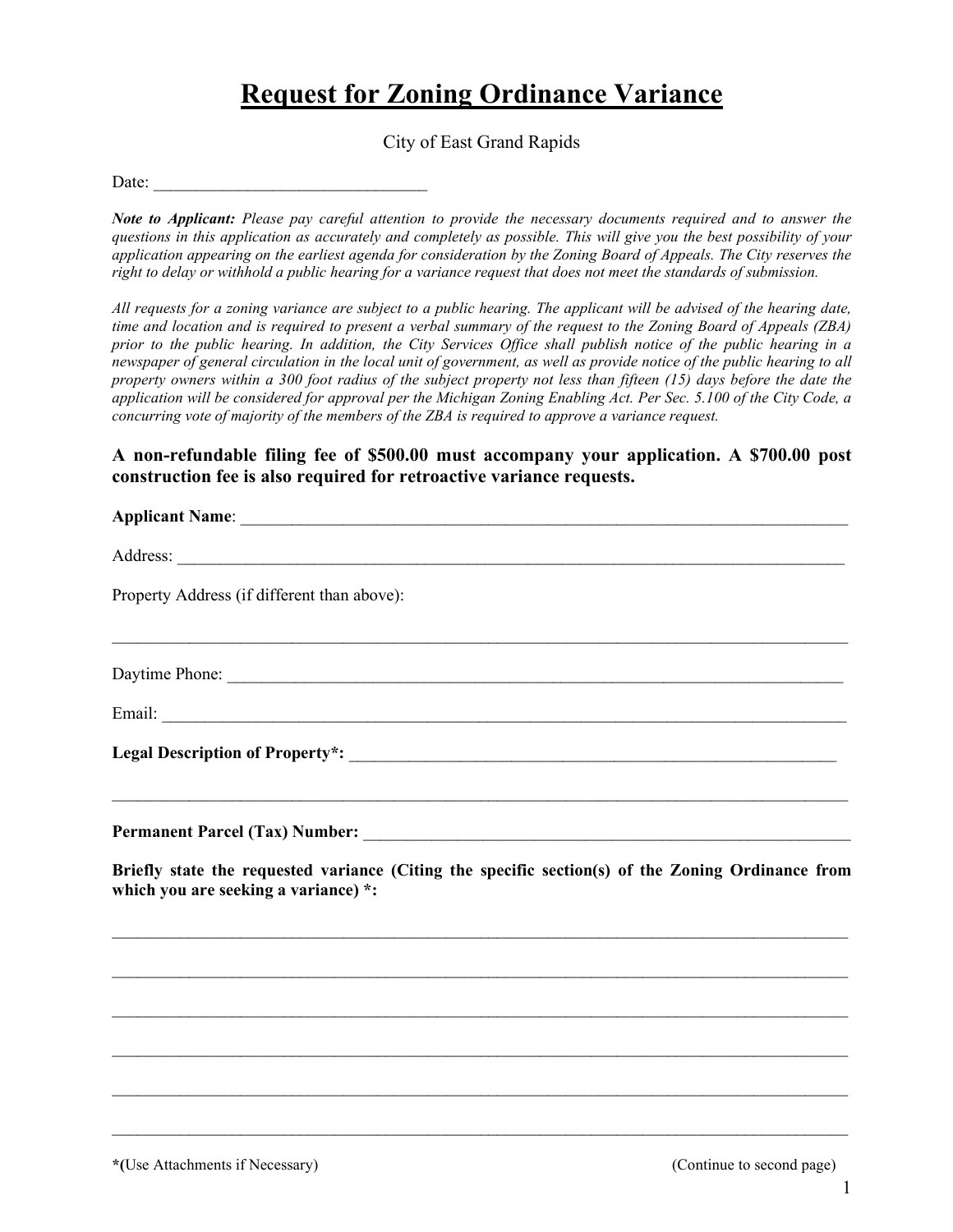# Request for Zoning Ordinance Variance

City of East Grand Rapids

Date: _______________________________

***Note to Applicant:*** *Please pay careful attention to provide the necessary documents required and to answer the questions in this application as accurately and completely as possible. This will give you the best possibility of your application appearing on the earliest agenda for consideration by the Zoning Board of Appeals. The City reserves the right to delay or withhold a public hearing for a variance request that does not meet the standards of submission.*

*All requests for a zoning variance are subject to a public hearing. The applicant will be advised of the hearing date, time and location and is required to present a verbal summary of the request to the Zoning Board of Appeals (ZBA) prior to the public hearing. In addition, the City Services Office shall publish notice of the public hearing in a newspaper of general circulation in the local unit of government, as well as provide notice of the public hearing to all property owners within a 300 foot radius of the subject property not less than fifteen (15) days before the date the application will be considered for approval per the Michigan Zoning Enabling Act. Per Sec. 5.100 of the City Code, a concurring vote of majority of the members of the ZBA is required to approve a variance request.*

**A non-refundable filing fee of $500.00 must accompany your application. A $700.00 post construction fee is also required for retroactive variance requests.**

**Applicant Name**: ___________________________________________________________________________

Address: ___________________________________________________________________________________

Property Address (if different than above):

___________________________________________________________________________________________

Daytime Phone: _____________________________________________________________________________

Email: ______________________________________________________________________________________

**Legal Description of Property*:** _____________________________________________________________

___________________________________________________________________________________________

**Permanent Parcel (Tax) Number:** ____________________________________________________________

**Briefly state the requested variance (Citing the specific section(s) of the Zoning Ordinance from which you are seeking a variance) *:**

___________________________________________________________________________________________

___________________________________________________________________________________________

___________________________________________________________________________________________

___________________________________________________________________________________________

___________________________________________________________________________________________

___________________________________________________________________________________________

**\*(**Use Attachments if Necessary) (Continue to second page)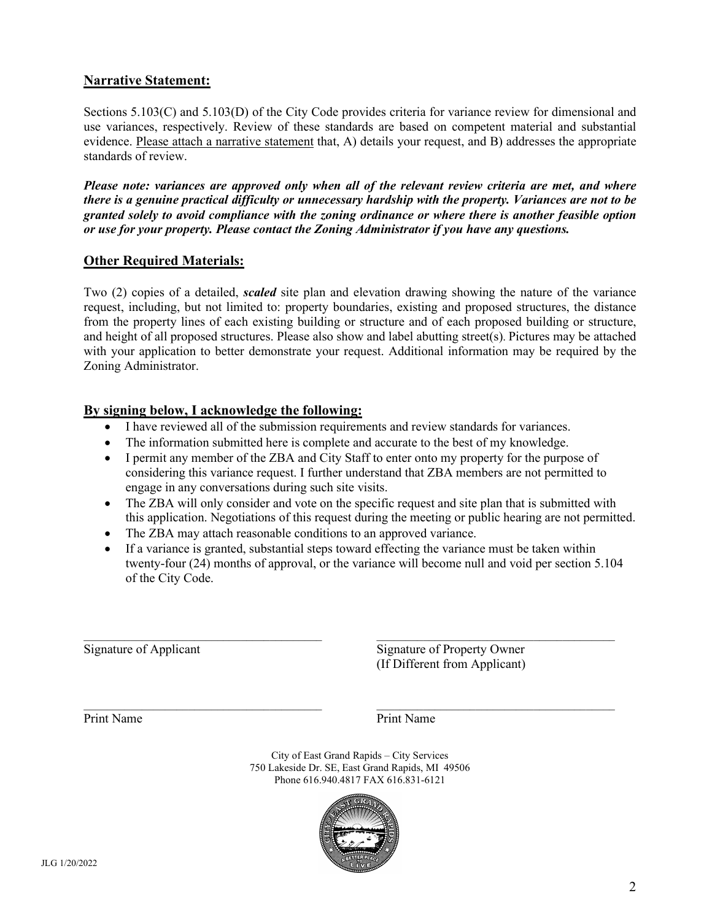## Narrative Statement:

Sections 5.103(C) and 5.103(D) of the City Code provides criteria for variance review for dimensional and use variances, respectively. Review of these standards are based on competent material and substantial evidence. Please attach a narrative statement that, A) details your request, and B) addresses the appropriate standards of review.

***Please note: variances are approved only when all of the relevant review criteria are met, and where there is a genuine practical difficulty or unnecessary hardship with the property. Variances are not to be granted solely to avoid compliance with the zoning ordinance or where there is another feasible option or use for your property. Please contact the Zoning Administrator if you have any questions.***

## Other Required Materials:

Two (2) copies of a detailed, ***scaled*** site plan and elevation drawing showing the nature of the variance request, including, but not limited to: property boundaries, existing and proposed structures, the distance from the property lines of each existing building or structure and of each proposed building or structure, and height of all proposed structures. Please also show and label abutting street(s). Pictures may be attached with your application to better demonstrate your request. Additional information may be required by the Zoning Administrator.

## By signing below, I acknowledge the following:

- I have reviewed all of the submission requirements and review standards for variances.
- The information submitted here is complete and accurate to the best of my knowledge.
- I permit any member of the ZBA and City Staff to enter onto my property for the purpose of considering this variance request. I further understand that ZBA members are not permitted to engage in any conversations during such site visits.
- The ZBA will only consider and vote on the specific request and site plan that is submitted with this application. Negotiations of this request during the meeting or public hearing are not permitted.
- The ZBA may attach reasonable conditions to an approved variance.
- If a variance is granted, substantial steps toward effecting the variance must be taken within twenty-four (24) months of approval, or the variance will become null and void per section 5.104 of the City Code.

______________________________________ Signature of Applicant

______________________________________ Signature of Property Owner (If Different from Applicant)

______________________________________ Print Name

______________________________________ Print Name

City of East Grand Rapids – City Services
750 Lakeside Dr. SE, East Grand Rapids, MI 49506
Phone 616.940.4817 FAX 616.831-6121

JLG 1/20/2022